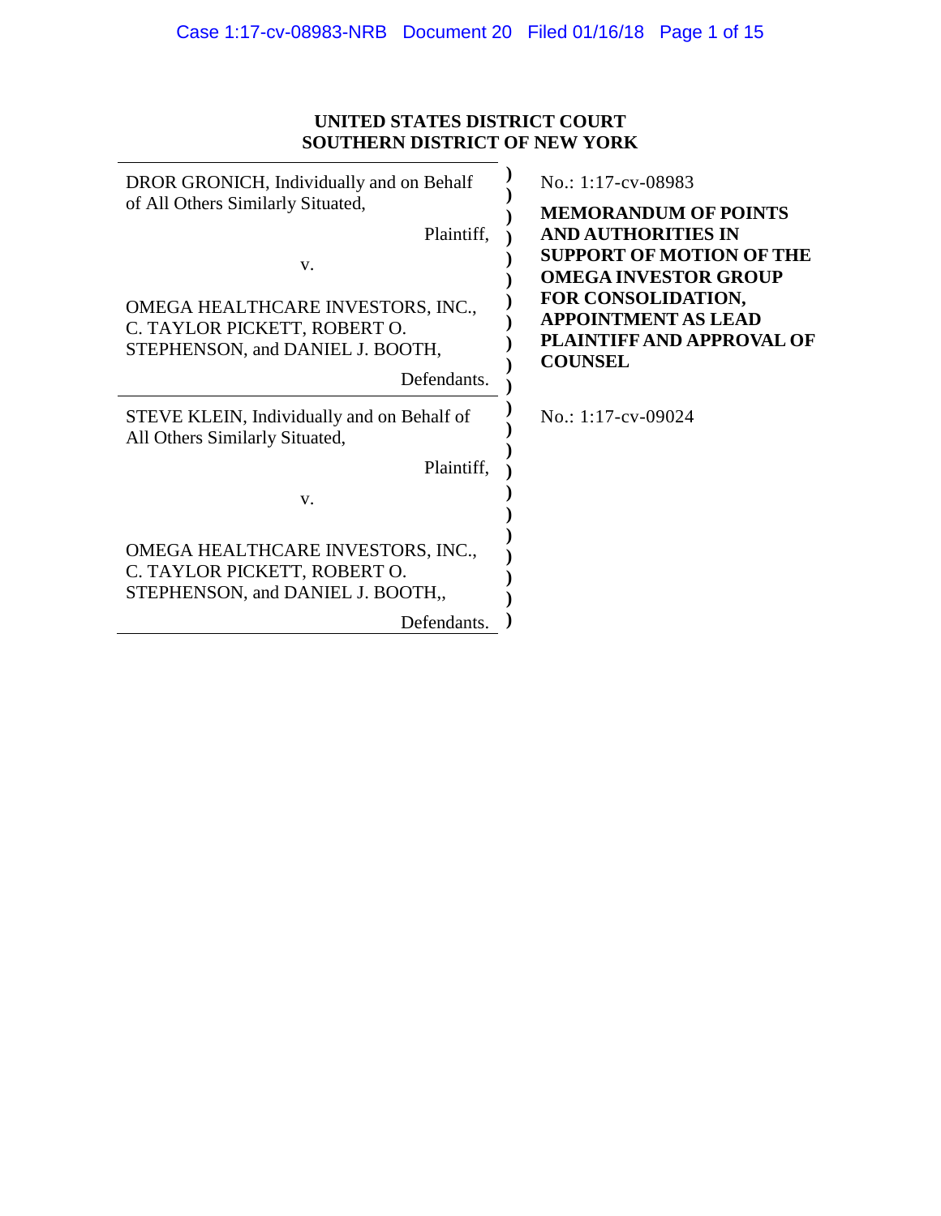**UNITED STATES DISTRICT COURT**
**SOUTHERN DISTRICT OF NEW YORK**

DROR GRONICH, Individually and on Behalf of All Others Similarly Situated,

Plaintiff,

v.

OMEGA HEALTHCARE INVESTORS, INC., C. TAYLOR PICKETT, ROBERT O. STEPHENSON, and DANIEL J. BOOTH,

Defendants.

No.: 1:17-cv-08983

**MEMORANDUM OF POINTS AND AUTHORITIES IN SUPPORT OF MOTION OF THE OMEGA INVESTOR GROUP FOR CONSOLIDATION, APPOINTMENT AS LEAD PLAINTIFF AND APPROVAL OF COUNSEL**

---

STEVE KLEIN, Individually and on Behalf of All Others Similarly Situated,

Plaintiff,

v.

OMEGA HEALTHCARE INVESTORS, INC., C. TAYLOR PICKETT, ROBERT O. STEPHENSON, and DANIEL J. BOOTH,,

Defendants.

No.: 1:17-cv-09024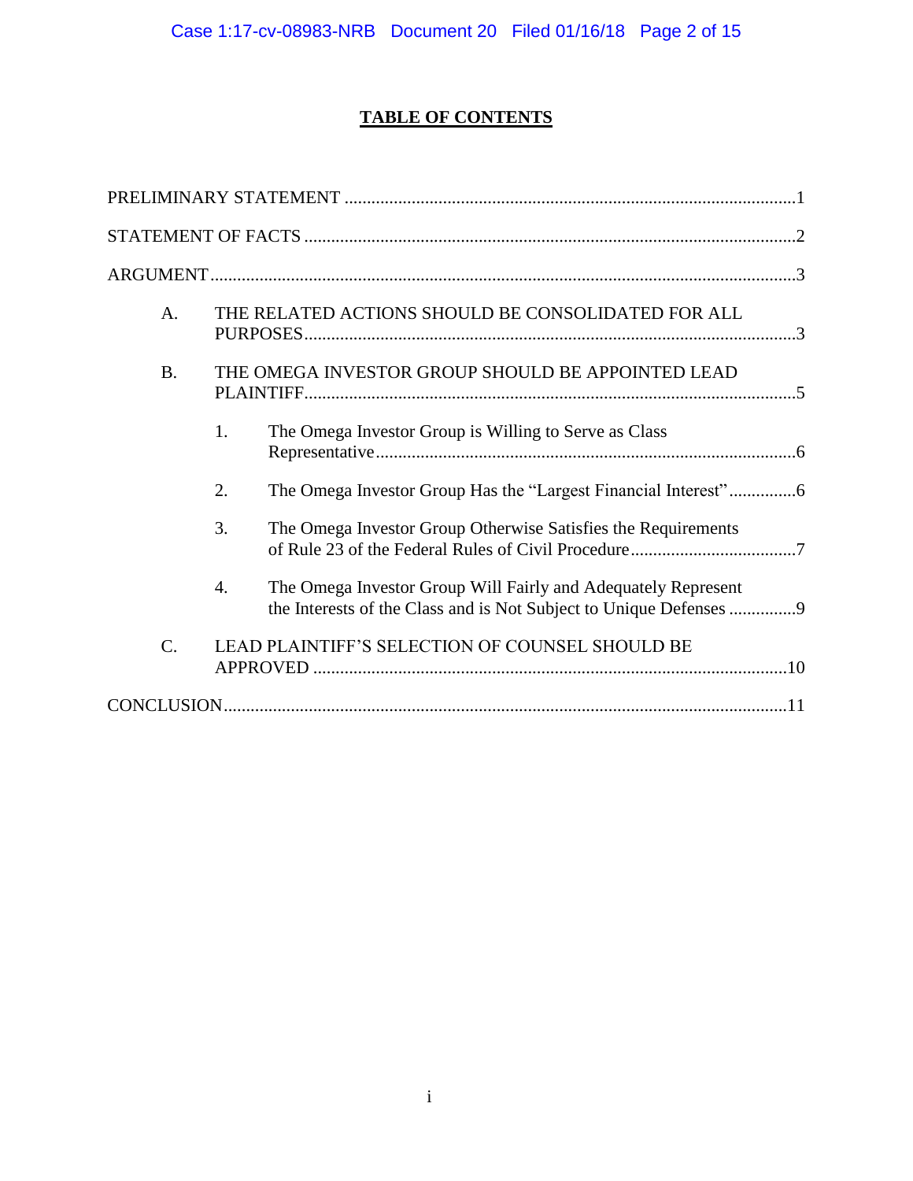# TABLE OF CONTENTS

PRELIMINARY STATEMENT ....................................................................................................1

STATEMENT OF FACTS .............................................................................................................2

ARGUMENT .................................................................................................................................3

A. THE RELATED ACTIONS SHOULD BE CONSOLIDATED FOR ALL PURPOSES.............................................................................................................3

B. THE OMEGA INVESTOR GROUP SHOULD BE APPOINTED LEAD PLAINTIFF..............................................................................................................5

1. The Omega Investor Group is Willing to Serve as Class Representative.............................................................................................6

2. The Omega Investor Group Has the "Largest Financial Interest"...............6

3. The Omega Investor Group Otherwise Satisfies the Requirements of Rule 23 of the Federal Rules of Civil Procedure.....................................7

4. The Omega Investor Group Will Fairly and Adequately Represent the Interests of the Class and is Not Subject to Unique Defenses ...............9

C. LEAD PLAINTIFF'S SELECTION OF COUNSEL SHOULD BE APPROVED ..........................................................................................................10

CONCLUSION.............................................................................................................................11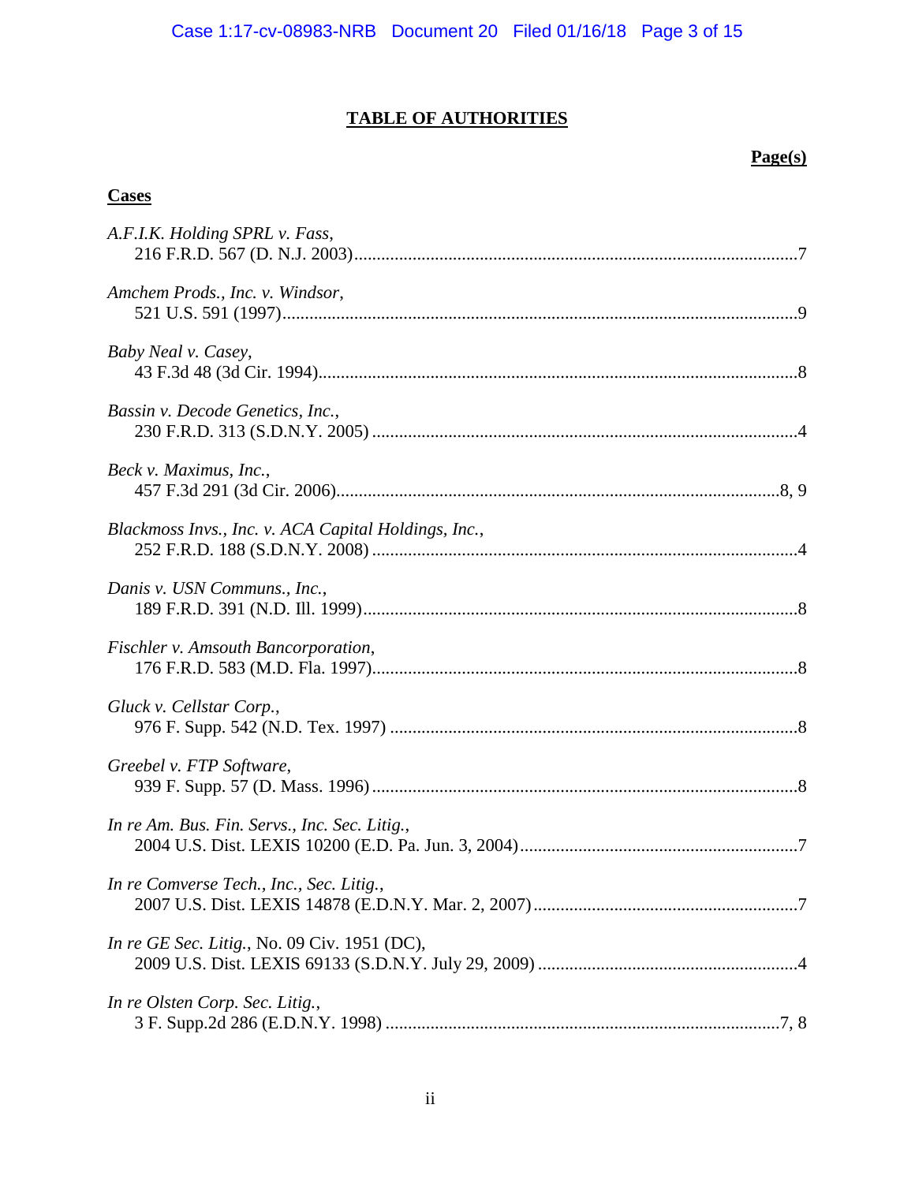# TABLE OF AUTHORITIES

**Page(s)**

**Cases**

*A.F.I.K. Holding SPRL v. Fass*,
216 F.R.D. 567 (D. N.J. 2003) ... 7

*Amchem Prods., Inc. v. Windsor*,
521 U.S. 591 (1997) ... 9

*Baby Neal v. Casey*,
43 F.3d 48 (3d Cir. 1994) ... 8

*Bassin v. Decode Genetics, Inc.*,
230 F.R.D. 313 (S.D.N.Y. 2005) ... 4

*Beck v. Maximus, Inc.*,
457 F.3d 291 (3d Cir. 2006) ... 8, 9

*Blackmoss Invs., Inc. v. ACA Capital Holdings, Inc.*,
252 F.R.D. 188 (S.D.N.Y. 2008) ... 4

*Danis v. USN Communs., Inc.*,
189 F.R.D. 391 (N.D. Ill. 1999) ... 8

*Fischler v. Amsouth Bancorporation*,
176 F.R.D. 583 (M.D. Fla. 1997) ... 8

*Gluck v. Cellstar Corp.*,
976 F. Supp. 542 (N.D. Tex. 1997) ... 8

*Greebel v. FTP Software*,
939 F. Supp. 57 (D. Mass. 1996) ... 8

*In re Am. Bus. Fin. Servs., Inc. Sec. Litig.*,
2004 U.S. Dist. LEXIS 10200 (E.D. Pa. Jun. 3, 2004) ... 7

*In re Comverse Tech., Inc., Sec. Litig.*,
2007 U.S. Dist. LEXIS 14878 (E.D.N.Y. Mar. 2, 2007) ... 7

*In re GE Sec. Litig.*, No. 09 Civ. 1951 (DC),
2009 U.S. Dist. LEXIS 69133 (S.D.N.Y. July 29, 2009) ... 4

*In re Olsten Corp. Sec. Litig.*,
3 F. Supp.2d 286 (E.D.N.Y. 1998) ... 7, 8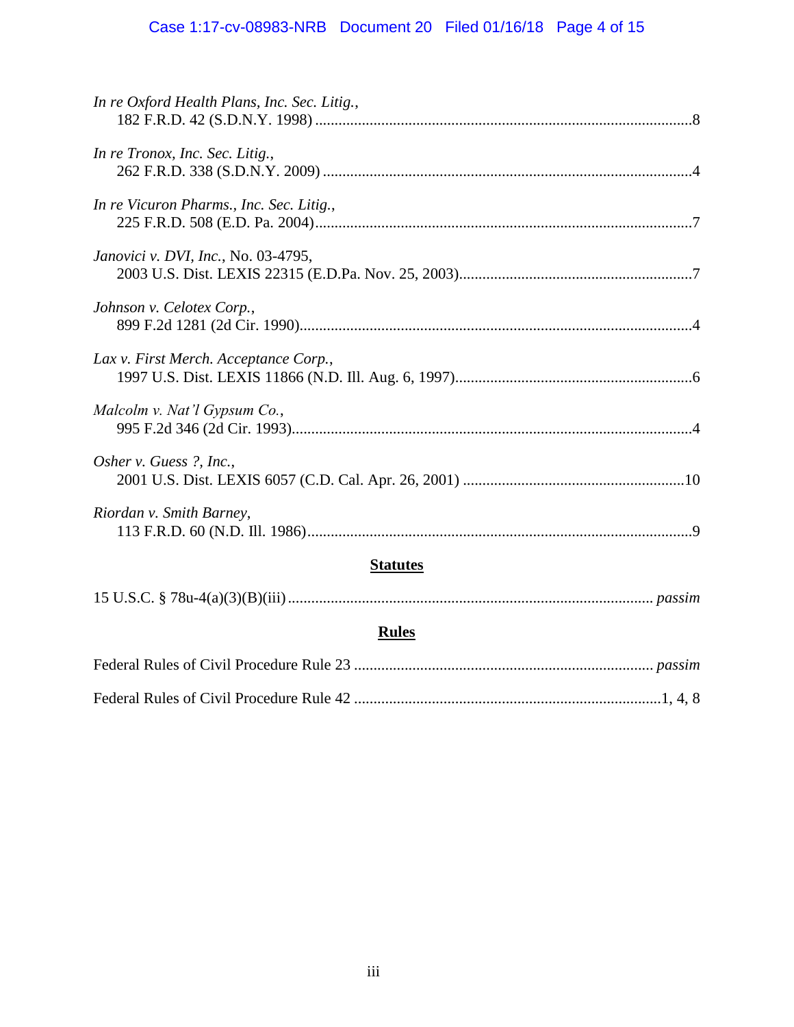*In re Oxford Health Plans, Inc. Sec. Litig.*,
182 F.R.D. 42 (S.D.N.Y. 1998) ....................................................................................................8

*In re Tronox, Inc. Sec. Litig.*,
262 F.R.D. 338 (S.D.N.Y. 2009) ..................................................................................................4

*In re Vicuron Pharms., Inc. Sec. Litig.*,
225 F.R.D. 508 (E.D. Pa. 2004).....................................................................................................7

*Janovici v. DVI, Inc.*, No. 03-4795,
2003 U.S. Dist. LEXIS 22315 (E.D.Pa. Nov. 25, 2003)..............................................................7

*Johnson v. Celotex Corp.*,
899 F.2d 1281 (2d Cir. 1990).........................................................................................................4

*Lax v. First Merch. Acceptance Corp.*,
1997 U.S. Dist. LEXIS 11866 (N.D. Ill. Aug. 6, 1997)...............................................................6

*Malcolm v. Nat'l Gypsum Co.*,
995 F.2d 346 (2d Cir. 1993)...........................................................................................................4

*Osher v. Guess ?, Inc.*,
2001 U.S. Dist. LEXIS 6057 (C.D. Cal. Apr. 26, 2001) ..........................................................10

*Riordan v. Smith Barney*,
113 F.R.D. 60 (N.D. Ill. 1986).......................................................................................................9

## Statutes

15 U.S.C. § 78u-4(a)(3)(B)(iii) ................................................................................................ *passim*

## Rules

Federal Rules of Civil Procedure Rule 23 ............................................................................... *passim*

Federal Rules of Civil Procedure Rule 42 ...............................................................................1, 4, 8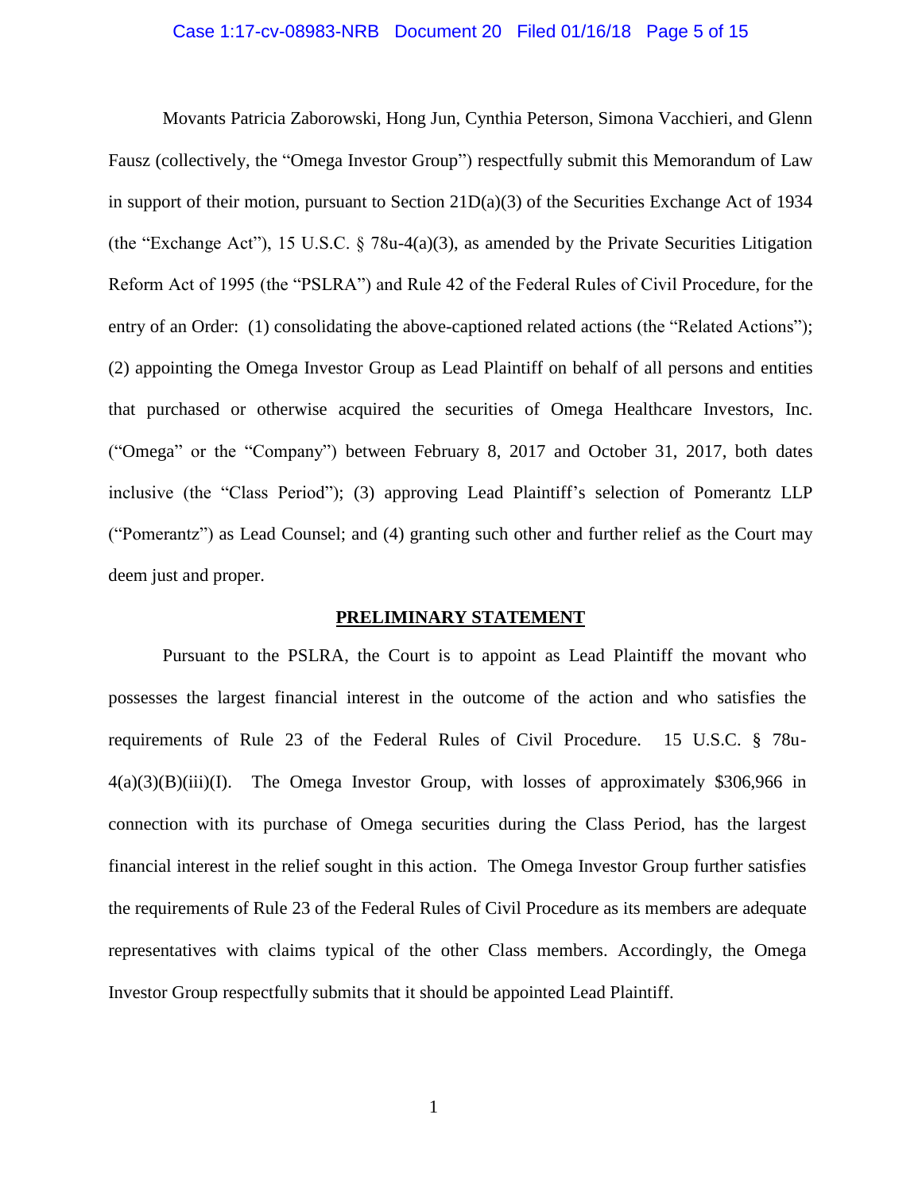Movants Patricia Zaborowski, Hong Jun, Cynthia Peterson, Simona Vacchieri, and Glenn Fausz (collectively, the "Omega Investor Group") respectfully submit this Memorandum of Law in support of their motion, pursuant to Section 21D(a)(3) of the Securities Exchange Act of 1934 (the "Exchange Act"), 15 U.S.C. § 78u-4(a)(3), as amended by the Private Securities Litigation Reform Act of 1995 (the "PSLRA") and Rule 42 of the Federal Rules of Civil Procedure, for the entry of an Order: (1) consolidating the above-captioned related actions (the "Related Actions"); (2) appointing the Omega Investor Group as Lead Plaintiff on behalf of all persons and entities that purchased or otherwise acquired the securities of Omega Healthcare Investors, Inc. ("Omega" or the "Company") between February 8, 2017 and October 31, 2017, both dates inclusive (the "Class Period"); (3) approving Lead Plaintiff's selection of Pomerantz LLP ("Pomerantz") as Lead Counsel; and (4) granting such other and further relief as the Court may deem just and proper.

## PRELIMINARY STATEMENT

Pursuant to the PSLRA, the Court is to appoint as Lead Plaintiff the movant who possesses the largest financial interest in the outcome of the action and who satisfies the requirements of Rule 23 of the Federal Rules of Civil Procedure. 15 U.S.C. § 78u-4(a)(3)(B)(iii)(I). The Omega Investor Group, with losses of approximately $306,966 in connection with its purchase of Omega securities during the Class Period, has the largest financial interest in the relief sought in this action. The Omega Investor Group further satisfies the requirements of Rule 23 of the Federal Rules of Civil Procedure as its members are adequate representatives with claims typical of the other Class members. Accordingly, the Omega Investor Group respectfully submits that it should be appointed Lead Plaintiff.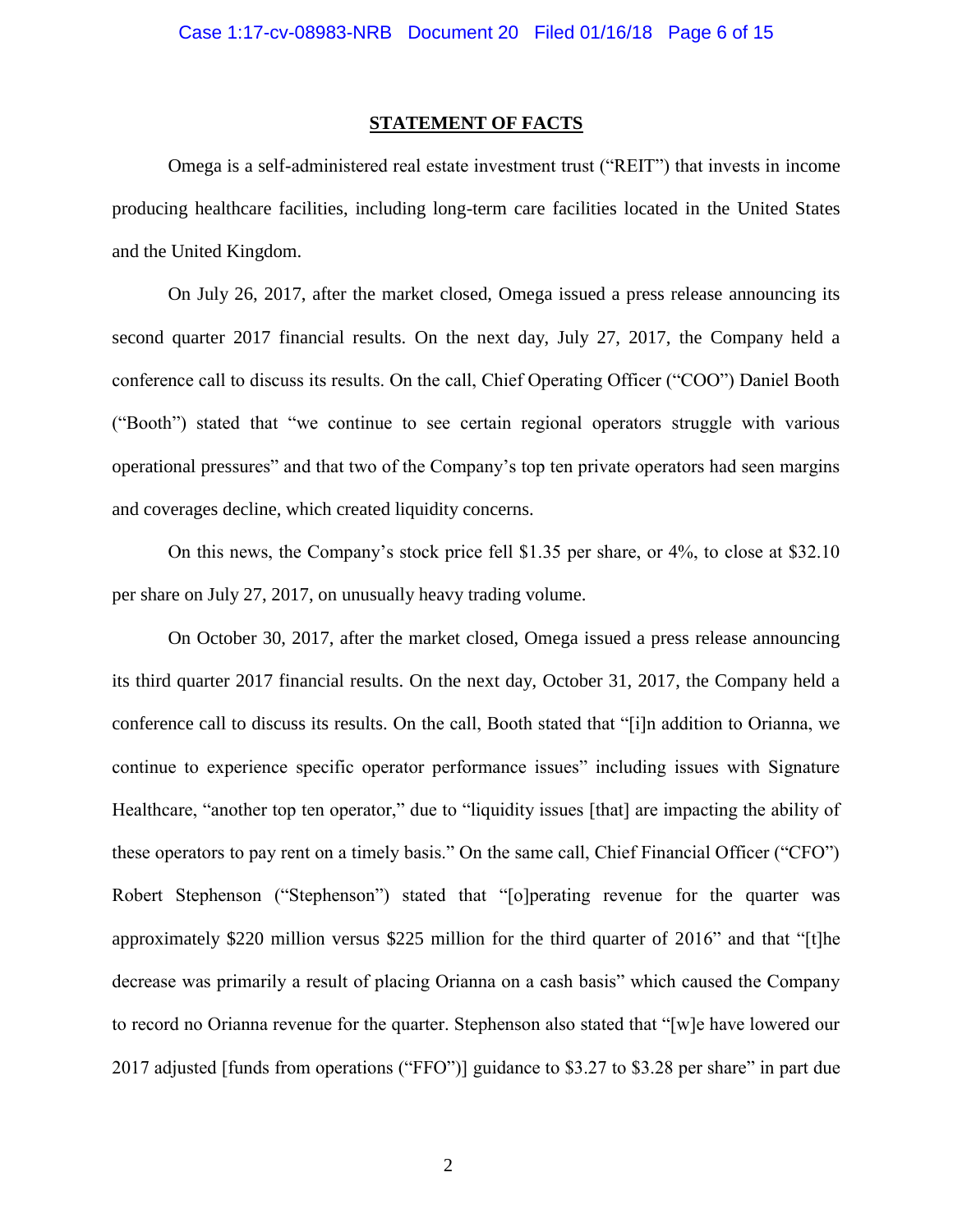## STATEMENT OF FACTS

Omega is a self-administered real estate investment trust ("REIT") that invests in income producing healthcare facilities, including long-term care facilities located in the United States and the United Kingdom.

On July 26, 2017, after the market closed, Omega issued a press release announcing its second quarter 2017 financial results. On the next day, July 27, 2017, the Company held a conference call to discuss its results. On the call, Chief Operating Officer ("COO") Daniel Booth ("Booth") stated that "we continue to see certain regional operators struggle with various operational pressures" and that two of the Company's top ten private operators had seen margins and coverages decline, which created liquidity concerns.

On this news, the Company's stock price fell $1.35 per share, or 4%, to close at $32.10 per share on July 27, 2017, on unusually heavy trading volume.

On October 30, 2017, after the market closed, Omega issued a press release announcing its third quarter 2017 financial results. On the next day, October 31, 2017, the Company held a conference call to discuss its results. On the call, Booth stated that "[i]n addition to Orianna, we continue to experience specific operator performance issues" including issues with Signature Healthcare, "another top ten operator," due to "liquidity issues [that] are impacting the ability of these operators to pay rent on a timely basis." On the same call, Chief Financial Officer ("CFO") Robert Stephenson ("Stephenson") stated that "[o]perating revenue for the quarter was approximately $220 million versus $225 million for the third quarter of 2016" and that "[t]he decrease was primarily a result of placing Orianna on a cash basis" which caused the Company to record no Orianna revenue for the quarter. Stephenson also stated that "[w]e have lowered our 2017 adjusted [funds from operations ("FFO")] guidance to $3.27 to $3.28 per share" in part due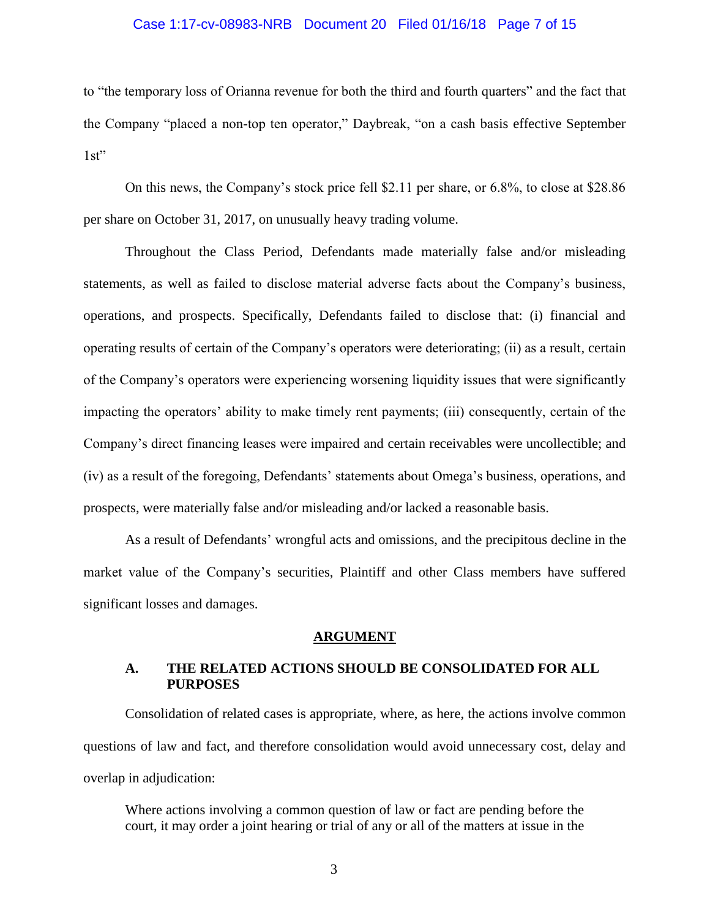to "the temporary loss of Orianna revenue for both the third and fourth quarters" and the fact that the Company "placed a non-top ten operator," Daybreak, "on a cash basis effective September 1st"

On this news, the Company's stock price fell $2.11 per share, or 6.8%, to close at $28.86 per share on October 31, 2017, on unusually heavy trading volume.

Throughout the Class Period, Defendants made materially false and/or misleading statements, as well as failed to disclose material adverse facts about the Company's business, operations, and prospects. Specifically, Defendants failed to disclose that: (i) financial and operating results of certain of the Company's operators were deteriorating; (ii) as a result, certain of the Company's operators were experiencing worsening liquidity issues that were significantly impacting the operators' ability to make timely rent payments; (iii) consequently, certain of the Company's direct financing leases were impaired and certain receivables were uncollectible; and (iv) as a result of the foregoing, Defendants' statements about Omega's business, operations, and prospects, were materially false and/or misleading and/or lacked a reasonable basis.

As a result of Defendants' wrongful acts and omissions, and the precipitous decline in the market value of the Company's securities, Plaintiff and other Class members have suffered significant losses and damages.

## ARGUMENT

### A. THE RELATED ACTIONS SHOULD BE CONSOLIDATED FOR ALL PURPOSES

Consolidation of related cases is appropriate, where, as here, the actions involve common questions of law and fact, and therefore consolidation would avoid unnecessary cost, delay and overlap in adjudication:

> Where actions involving a common question of law or fact are pending before the court, it may order a joint hearing or trial of any or all of the matters at issue in the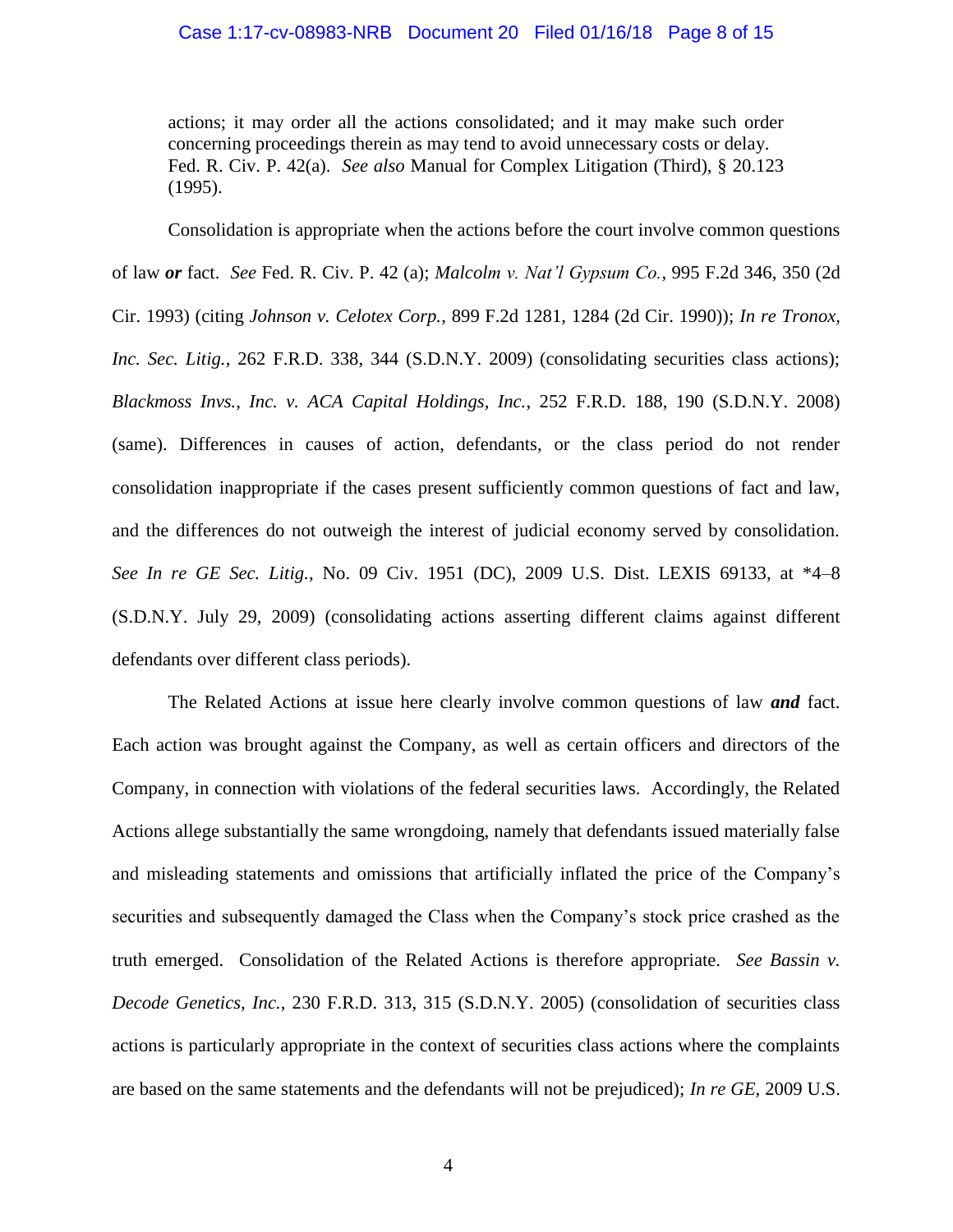> actions; it may order all the actions consolidated; and it may make such order concerning proceedings therein as may tend to avoid unnecessary costs or delay. Fed. R. Civ. P. 42(a). *See also* Manual for Complex Litigation (Third), § 20.123 (1995).

Consolidation is appropriate when the actions before the court involve common questions of law ***or*** fact. *See* Fed. R. Civ. P. 42 (a); *Malcolm v. Nat'l Gypsum Co.*, 995 F.2d 346, 350 (2d Cir. 1993) (citing *Johnson v. Celotex Corp.*, 899 F.2d 1281, 1284 (2d Cir. 1990)); *In re Tronox, Inc. Sec. Litig.*, 262 F.R.D. 338, 344 (S.D.N.Y. 2009) (consolidating securities class actions); *Blackmoss Invs., Inc. v. ACA Capital Holdings, Inc.*, 252 F.R.D. 188, 190 (S.D.N.Y. 2008) (same). Differences in causes of action, defendants, or the class period do not render consolidation inappropriate if the cases present sufficiently common questions of fact and law, and the differences do not outweigh the interest of judicial economy served by consolidation. *See In re GE Sec. Litig.*, No. 09 Civ. 1951 (DC), 2009 U.S. Dist. LEXIS 69133, at *4–8 (S.D.N.Y. July 29, 2009) (consolidating actions asserting different claims against different defendants over different class periods).

The Related Actions at issue here clearly involve common questions of law ***and*** fact. Each action was brought against the Company, as well as certain officers and directors of the Company, in connection with violations of the federal securities laws. Accordingly, the Related Actions allege substantially the same wrongdoing, namely that defendants issued materially false and misleading statements and omissions that artificially inflated the price of the Company's securities and subsequently damaged the Class when the Company's stock price crashed as the truth emerged. Consolidation of the Related Actions is therefore appropriate. *See Bassin v. Decode Genetics, Inc.*, 230 F.R.D. 313, 315 (S.D.N.Y. 2005) (consolidation of securities class actions is particularly appropriate in the context of securities class actions where the complaints are based on the same statements and the defendants will not be prejudiced); *In re GE*, 2009 U.S.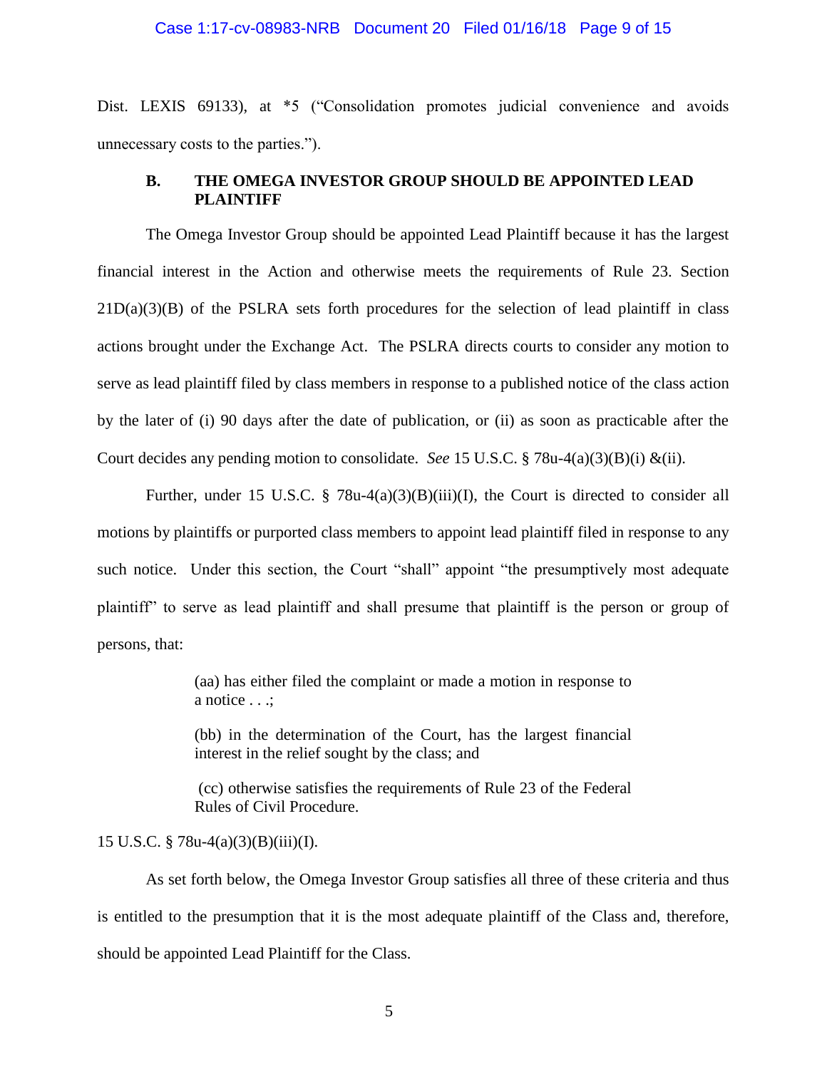Dist. LEXIS 69133), at *5 ("Consolidation promotes judicial convenience and avoids unnecessary costs to the parties.").

### B. THE OMEGA INVESTOR GROUP SHOULD BE APPOINTED LEAD PLAINTIFF

The Omega Investor Group should be appointed Lead Plaintiff because it has the largest financial interest in the Action and otherwise meets the requirements of Rule 23. Section 21D(a)(3)(B) of the PSLRA sets forth procedures for the selection of lead plaintiff in class actions brought under the Exchange Act. The PSLRA directs courts to consider any motion to serve as lead plaintiff filed by class members in response to a published notice of the class action by the later of (i) 90 days after the date of publication, or (ii) as soon as practicable after the Court decides any pending motion to consolidate. *See* 15 U.S.C. § 78u-4(a)(3)(B)(i) &(ii).

Further, under 15 U.S.C. § 78u-4(a)(3)(B)(iii)(I), the Court is directed to consider all motions by plaintiffs or purported class members to appoint lead plaintiff filed in response to any such notice. Under this section, the Court "shall" appoint "the presumptively most adequate plaintiff" to serve as lead plaintiff and shall presume that plaintiff is the person or group of persons, that:

> (aa) has either filed the complaint or made a motion in response to a notice . . .;
>
> (bb) in the determination of the Court, has the largest financial interest in the relief sought by the class; and
>
> (cc) otherwise satisfies the requirements of Rule 23 of the Federal Rules of Civil Procedure.

15 U.S.C. § 78u-4(a)(3)(B)(iii)(I).

As set forth below, the Omega Investor Group satisfies all three of these criteria and thus is entitled to the presumption that it is the most adequate plaintiff of the Class and, therefore, should be appointed Lead Plaintiff for the Class.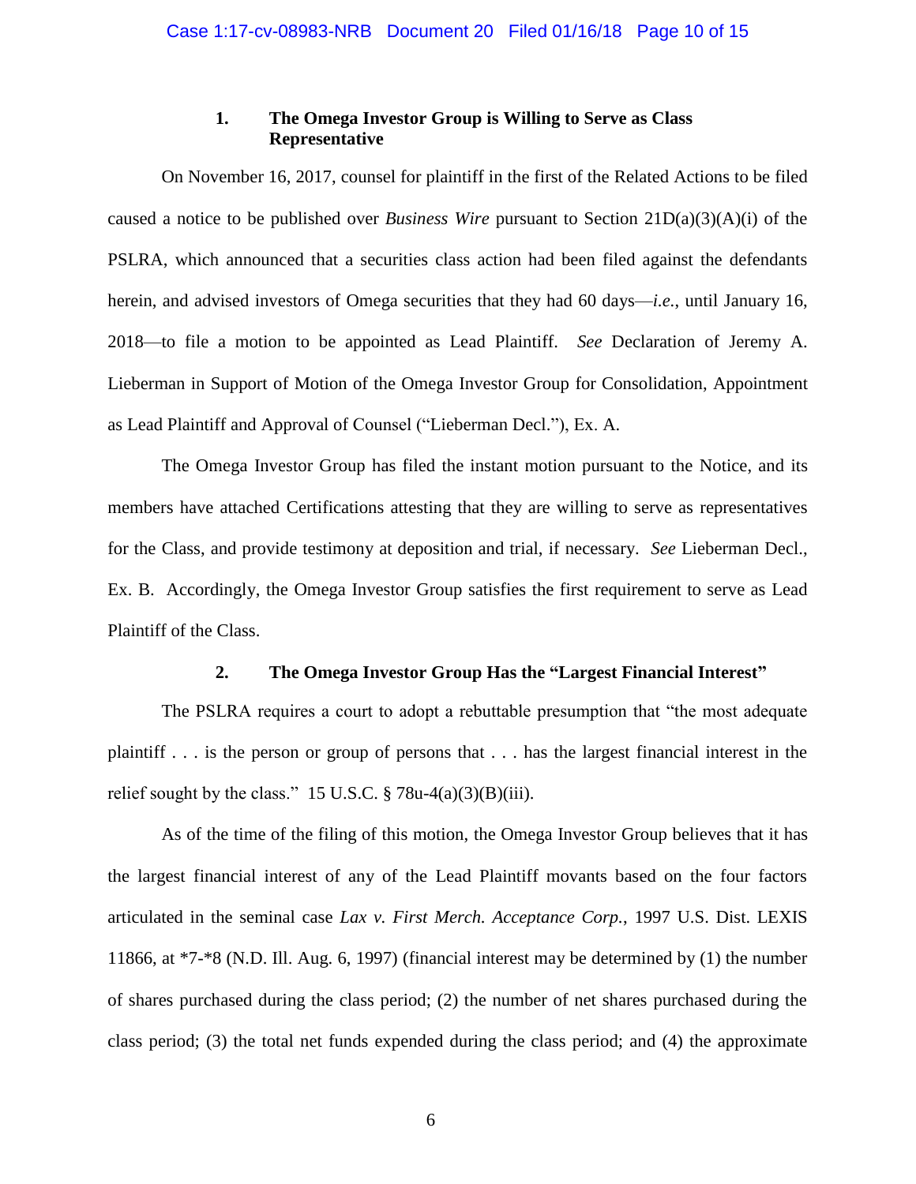### 1. The Omega Investor Group is Willing to Serve as Class Representative

On November 16, 2017, counsel for plaintiff in the first of the Related Actions to be filed caused a notice to be published over *Business Wire* pursuant to Section 21D(a)(3)(A)(i) of the PSLRA, which announced that a securities class action had been filed against the defendants herein, and advised investors of Omega securities that they had 60 days—*i.e.*, until January 16, 2018—to file a motion to be appointed as Lead Plaintiff. *See* Declaration of Jeremy A. Lieberman in Support of Motion of the Omega Investor Group for Consolidation, Appointment as Lead Plaintiff and Approval of Counsel ("Lieberman Decl."), Ex. A.

The Omega Investor Group has filed the instant motion pursuant to the Notice, and its members have attached Certifications attesting that they are willing to serve as representatives for the Class, and provide testimony at deposition and trial, if necessary. *See* Lieberman Decl., Ex. B. Accordingly, the Omega Investor Group satisfies the first requirement to serve as Lead Plaintiff of the Class.

### 2. The Omega Investor Group Has the "Largest Financial Interest"

The PSLRA requires a court to adopt a rebuttable presumption that "the most adequate plaintiff . . . is the person or group of persons that . . . has the largest financial interest in the relief sought by the class." 15 U.S.C. § 78u-4(a)(3)(B)(iii).

As of the time of the filing of this motion, the Omega Investor Group believes that it has the largest financial interest of any of the Lead Plaintiff movants based on the four factors articulated in the seminal case *Lax v. First Merch. Acceptance Corp.*, 1997 U.S. Dist. LEXIS 11866, at *7-*8 (N.D. Ill. Aug. 6, 1997) (financial interest may be determined by (1) the number of shares purchased during the class period; (2) the number of net shares purchased during the class period; (3) the total net funds expended during the class period; and (4) the approximate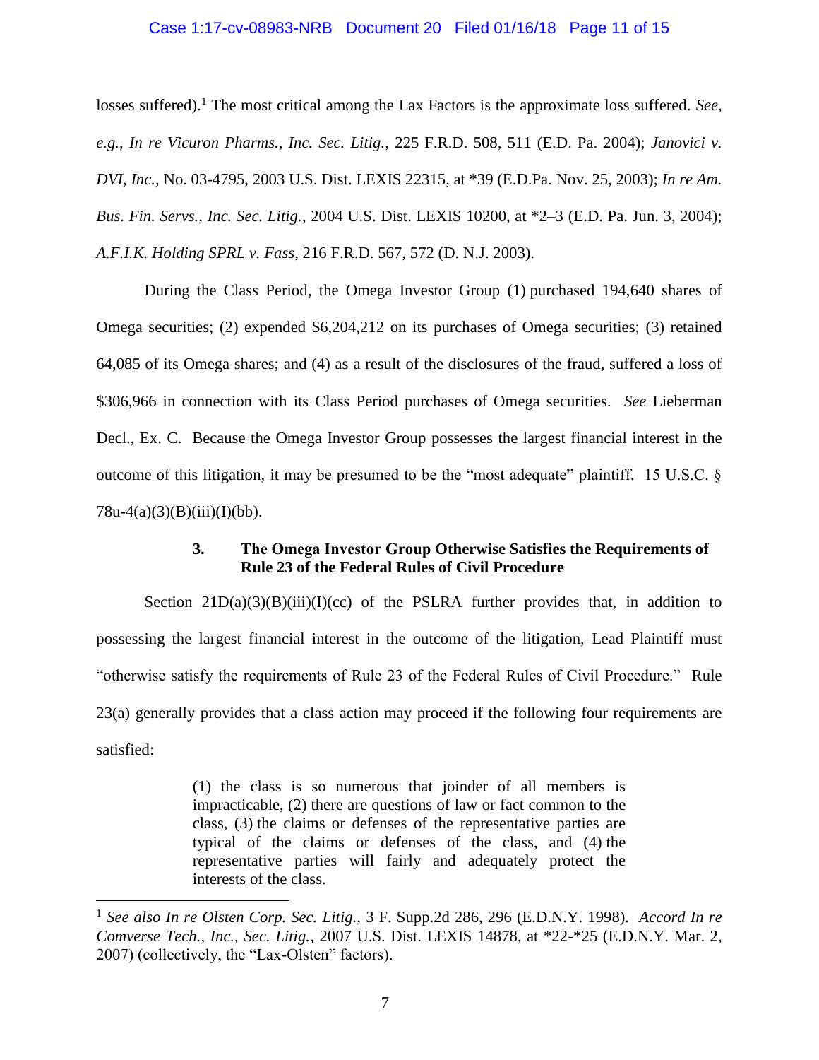losses suffered).[1] The most critical among the Lax Factors is the approximate loss suffered. *See*, *e.g.*, *In re Vicuron Pharms., Inc. Sec. Litig.*, 225 F.R.D. 508, 511 (E.D. Pa. 2004); *Janovici v. DVI, Inc.*, No. 03-4795, 2003 U.S. Dist. LEXIS 22315, at *39 (E.D.Pa. Nov. 25, 2003); *In re Am. Bus. Fin. Servs., Inc. Sec. Litig.*, 2004 U.S. Dist. LEXIS 10200, at *2–3 (E.D. Pa. Jun. 3, 2004); *A.F.I.K. Holding SPRL v. Fass*, 216 F.R.D. 567, 572 (D. N.J. 2003).

During the Class Period, the Omega Investor Group (1) purchased 194,640 shares of Omega securities; (2) expended $6,204,212 on its purchases of Omega securities; (3) retained 64,085 of its Omega shares; and (4) as a result of the disclosures of the fraud, suffered a loss of $306,966 in connection with its Class Period purchases of Omega securities. *See* Lieberman Decl., Ex. C. Because the Omega Investor Group possesses the largest financial interest in the outcome of this litigation, it may be presumed to be the "most adequate" plaintiff. 15 U.S.C. § 78u-4(a)(3)(B)(iii)(I)(bb).

### 3. The Omega Investor Group Otherwise Satisfies the Requirements of Rule 23 of the Federal Rules of Civil Procedure

Section 21D(a)(3)(B)(iii)(I)(cc) of the PSLRA further provides that, in addition to possessing the largest financial interest in the outcome of the litigation, Lead Plaintiff must "otherwise satisfy the requirements of Rule 23 of the Federal Rules of Civil Procedure." Rule 23(a) generally provides that a class action may proceed if the following four requirements are satisfied:

> (1) the class is so numerous that joinder of all members is impracticable, (2) there are questions of law or fact common to the class, (3) the claims or defenses of the representative parties are typical of the claims or defenses of the class, and (4) the representative parties will fairly and adequately protect the interests of the class.

---

[1] *See also In re Olsten Corp. Sec. Litig.*, 3 F. Supp.2d 286, 296 (E.D.N.Y. 1998). *Accord In re Comverse Tech., Inc., Sec. Litig.*, 2007 U.S. Dist. LEXIS 14878, at *22-*25 (E.D.N.Y. Mar. 2, 2007) (collectively, the "Lax-Olsten" factors).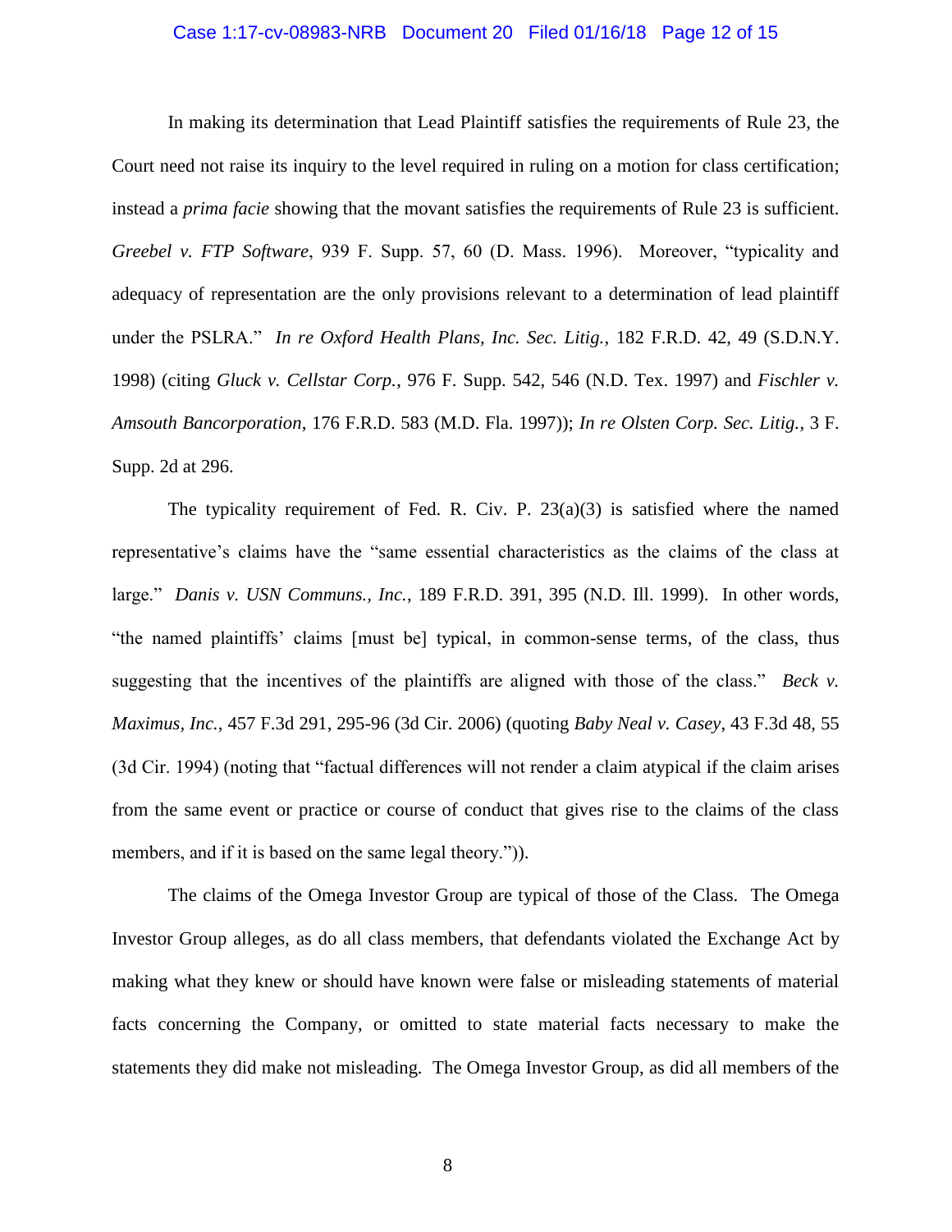In making its determination that Lead Plaintiff satisfies the requirements of Rule 23, the Court need not raise its inquiry to the level required in ruling on a motion for class certification; instead a *prima facie* showing that the movant satisfies the requirements of Rule 23 is sufficient. *Greebel v. FTP Software*, 939 F. Supp. 57, 60 (D. Mass. 1996). Moreover, "typicality and adequacy of representation are the only provisions relevant to a determination of lead plaintiff under the PSLRA." *In re Oxford Health Plans, Inc. Sec. Litig.*, 182 F.R.D. 42, 49 (S.D.N.Y. 1998) (citing *Gluck v. Cellstar Corp.*, 976 F. Supp. 542, 546 (N.D. Tex. 1997) and *Fischler v. Amsouth Bancorporation*, 176 F.R.D. 583 (M.D. Fla. 1997)); *In re Olsten Corp. Sec. Litig.*, 3 F. Supp. 2d at 296.

The typicality requirement of Fed. R. Civ. P. 23(a)(3) is satisfied where the named representative's claims have the "same essential characteristics as the claims of the class at large." *Danis v. USN Communs., Inc.*, 189 F.R.D. 391, 395 (N.D. Ill. 1999). In other words, "the named plaintiffs' claims [must be] typical, in common-sense terms, of the class, thus suggesting that the incentives of the plaintiffs are aligned with those of the class." *Beck v. Maximus, Inc.*, 457 F.3d 291, 295-96 (3d Cir. 2006) (quoting *Baby Neal v. Casey*, 43 F.3d 48, 55 (3d Cir. 1994) (noting that "factual differences will not render a claim atypical if the claim arises from the same event or practice or course of conduct that gives rise to the claims of the class members, and if it is based on the same legal theory.")).

The claims of the Omega Investor Group are typical of those of the Class. The Omega Investor Group alleges, as do all class members, that defendants violated the Exchange Act by making what they knew or should have known were false or misleading statements of material facts concerning the Company, or omitted to state material facts necessary to make the statements they did make not misleading. The Omega Investor Group, as did all members of the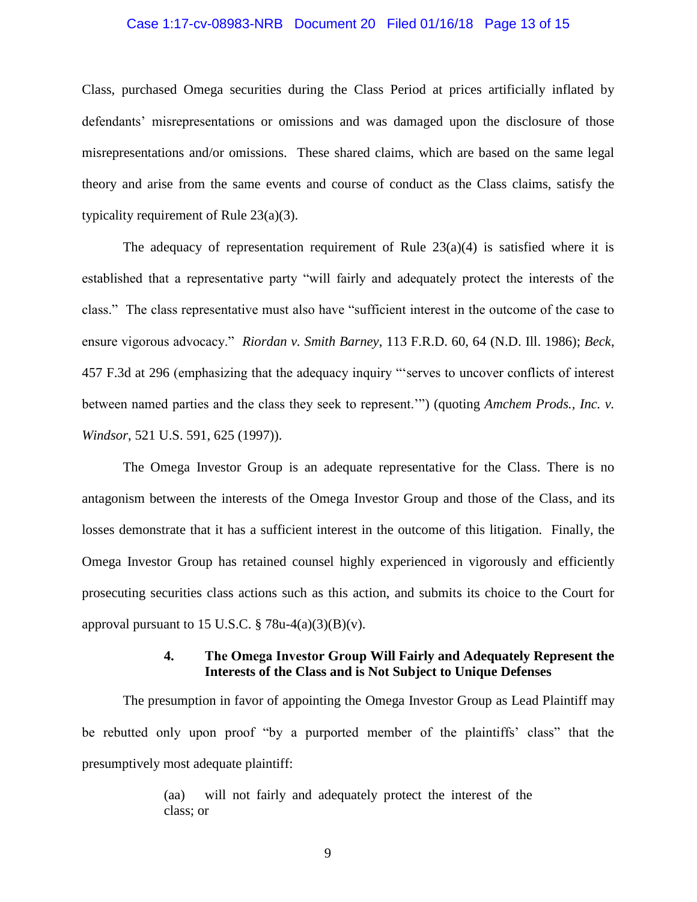Class, purchased Omega securities during the Class Period at prices artificially inflated by defendants' misrepresentations or omissions and was damaged upon the disclosure of those misrepresentations and/or omissions. These shared claims, which are based on the same legal theory and arise from the same events and course of conduct as the Class claims, satisfy the typicality requirement of Rule 23(a)(3).

The adequacy of representation requirement of Rule 23(a)(4) is satisfied where it is established that a representative party "will fairly and adequately protect the interests of the class." The class representative must also have "sufficient interest in the outcome of the case to ensure vigorous advocacy." *Riordan v. Smith Barney*, 113 F.R.D. 60, 64 (N.D. Ill. 1986); *Beck*, 457 F.3d at 296 (emphasizing that the adequacy inquiry "'serves to uncover conflicts of interest between named parties and the class they seek to represent.'") (quoting *Amchem Prods., Inc. v. Windsor*, 521 U.S. 591, 625 (1997)).

The Omega Investor Group is an adequate representative for the Class. There is no antagonism between the interests of the Omega Investor Group and those of the Class, and its losses demonstrate that it has a sufficient interest in the outcome of this litigation. Finally, the Omega Investor Group has retained counsel highly experienced in vigorously and efficiently prosecuting securities class actions such as this action, and submits its choice to the Court for approval pursuant to 15 U.S.C. § 78u-4(a)(3)(B)(v).

### 4. The Omega Investor Group Will Fairly and Adequately Represent the Interests of the Class and is Not Subject to Unique Defenses

The presumption in favor of appointing the Omega Investor Group as Lead Plaintiff may be rebutted only upon proof "by a purported member of the plaintiffs' class" that the presumptively most adequate plaintiff:

> (aa) will not fairly and adequately protect the interest of the class; or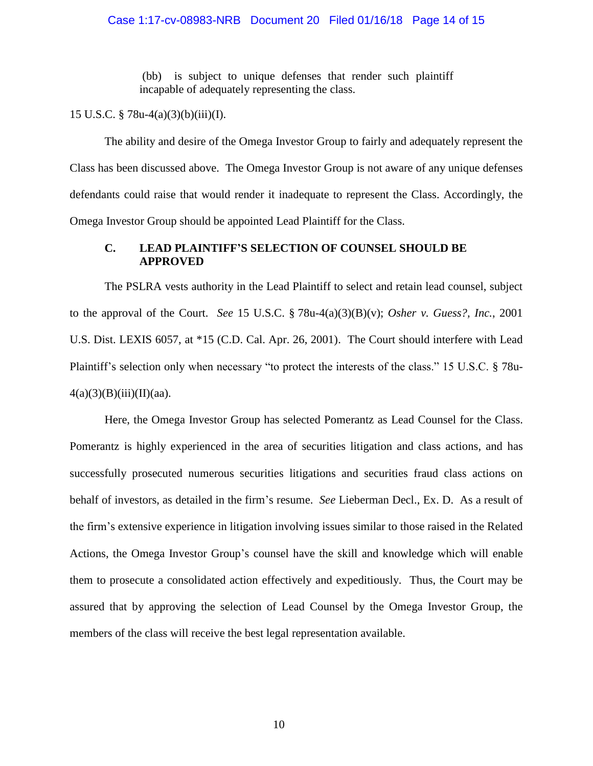> (bb) is subject to unique defenses that render such plaintiff incapable of adequately representing the class.

15 U.S.C. § 78u-4(a)(3)(b)(iii)(I).

The ability and desire of the Omega Investor Group to fairly and adequately represent the Class has been discussed above. The Omega Investor Group is not aware of any unique defenses defendants could raise that would render it inadequate to represent the Class. Accordingly, the Omega Investor Group should be appointed Lead Plaintiff for the Class.

### C. LEAD PLAINTIFF'S SELECTION OF COUNSEL SHOULD BE APPROVED

The PSLRA vests authority in the Lead Plaintiff to select and retain lead counsel, subject to the approval of the Court. *See* 15 U.S.C. § 78u-4(a)(3)(B)(v); *Osher v. Guess?, Inc.*, 2001 U.S. Dist. LEXIS 6057, at *15 (C.D. Cal. Apr. 26, 2001). The Court should interfere with Lead Plaintiff's selection only when necessary "to protect the interests of the class." 15 U.S.C. § 78u-4(a)(3)(B)(iii)(II)(aa).

Here, the Omega Investor Group has selected Pomerantz as Lead Counsel for the Class. Pomerantz is highly experienced in the area of securities litigation and class actions, and has successfully prosecuted numerous securities litigations and securities fraud class actions on behalf of investors, as detailed in the firm's resume. *See* Lieberman Decl., Ex. D. As a result of the firm's extensive experience in litigation involving issues similar to those raised in the Related Actions, the Omega Investor Group's counsel have the skill and knowledge which will enable them to prosecute a consolidated action effectively and expeditiously. Thus, the Court may be assured that by approving the selection of Lead Counsel by the Omega Investor Group, the members of the class will receive the best legal representation available.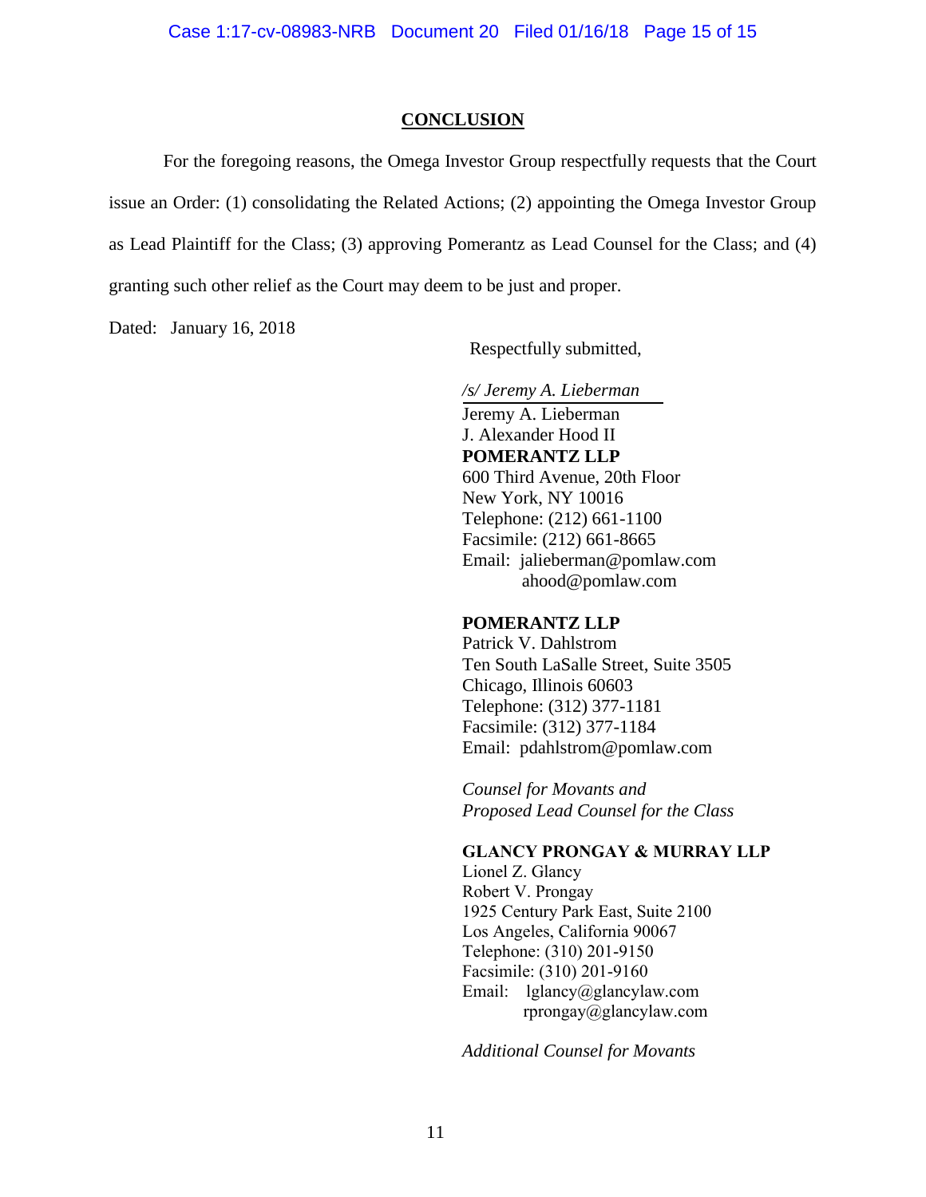## CONCLUSION

For the foregoing reasons, the Omega Investor Group respectfully requests that the Court issue an Order: (1) consolidating the Related Actions; (2) appointing the Omega Investor Group as Lead Plaintiff for the Class; (3) approving Pomerantz as Lead Counsel for the Class; and (4) granting such other relief as the Court may deem to be just and proper.

Dated: January 16, 2018

Respectfully submitted,

*/s/ Jeremy A. Lieberman*
Jeremy A. Lieberman
J. Alexander Hood II
**POMERANTZ LLP**
600 Third Avenue, 20th Floor
New York, NY 10016
Telephone: (212) 661-1100
Facsimile: (212) 661-8665
Email: jalieberman@pomlaw.com
ahood@pomlaw.com

**POMERANTZ LLP**
Patrick V. Dahlstrom
Ten South LaSalle Street, Suite 3505
Chicago, Illinois 60603
Telephone: (312) 377-1181
Facsimile: (312) 377-1184
Email: pdahlstrom@pomlaw.com

*Counsel for Movants and Proposed Lead Counsel for the Class*

**GLANCY PRONGAY & MURRAY LLP**
Lionel Z. Glancy
Robert V. Prongay
1925 Century Park East, Suite 2100
Los Angeles, California 90067
Telephone: (310) 201-9150
Facsimile: (310) 201-9160
Email: lglancy@glancylaw.com
rprongay@glancylaw.com

*Additional Counsel for Movants*